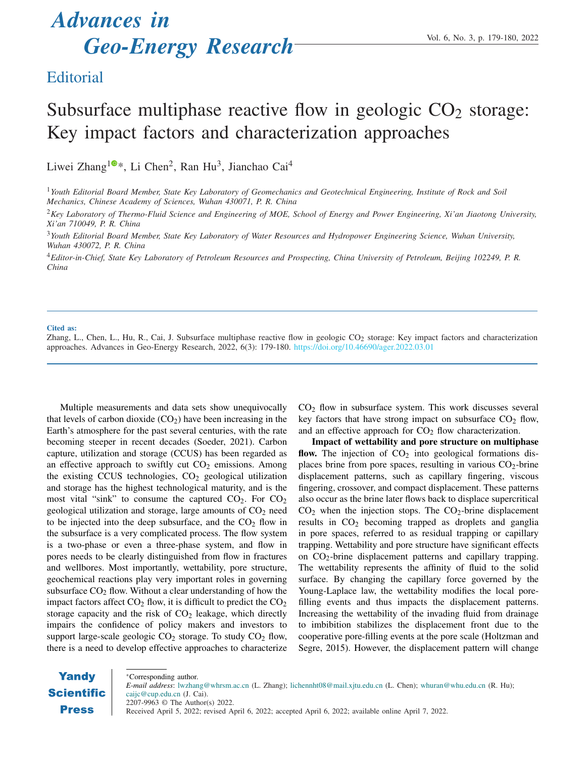Editorial

# Subsurface multiphase reactive flow in geologic $CO_2$ storage: Key impact factors and characterization approaches

Liwei Zhang[1]*, Li Chen[2], Ran Hu[3], Jianchao Cai[4]

[1] *Youth Editorial Board Member, State Key Laboratory of Geomechanics and Geotechnical Engineering, Institute of Rock and Soil Mechanics, Chinese Academy of Sciences, Wuhan 430071, P. R. China*

[2] *Key Laboratory of Thermo-Fluid Science and Engineering of MOE, School of Energy and Power Engineering, Xi'an Jiaotong University, Xi'an 710049, P. R. China*

[3] *Youth Editorial Board Member, State Key Laboratory of Water Resources and Hydropower Engineering Science, Wuhan University, Wuhan 430072, P. R. China*

[4] *Editor-in-Chief, State Key Laboratory of Petroleum Resources and Prospecting, China University of Petroleum, Beijing 102249, P. R. China*

**Cited as:**
Zhang, L., Chen, L., Hu, R., Cai, J. Subsurface multiphase reactive flow in geologic $CO_2$ storage: Key impact factors and characterization approaches. Advances in Geo-Energy Research, 2022, 6(3): 179-180. https://doi.org/10.46690/ager.2022.03.01

Multiple measurements and data sets show unequivocally that levels of carbon dioxide ($CO_2$) have been increasing in the Earth's atmosphere for the past several centuries, with the rate becoming steeper in recent decades (Soeder, 2021). Carbon capture, utilization and storage (CCUS) has been regarded as an effective approach to swiftly cut $CO_2$ emissions. Among the existing CCUS technologies, $CO_2$ geological utilization and storage has the highest technological maturity, and is the most vital "sink" to consume the captured $CO_2$. For $CO_2$ geological utilization and storage, large amounts of $CO_2$ need to be injected into the deep subsurface, and the $CO_2$ flow in the subsurface is a very complicated process. The flow system is a two-phase or even a three-phase system, and flow in pores needs to be clearly distinguished from flow in fractures and wellbores. Most importantly, wettability, pore structure, geochemical reactions play very important roles in governing subsurface $CO_2$ flow. Without a clear understanding of how the impact factors affect $CO_2$ flow, it is difficult to predict the $CO_2$ storage capacity and the risk of $CO_2$ leakage, which directly impairs the confidence of policy makers and investors to support large-scale geologic $CO_2$ storage. To study $CO_2$ flow, there is a need to develop effective approaches to characterize $CO_2$ flow in subsurface system. This work discusses several key factors that have strong impact on subsurface $CO_2$ flow, and an effective approach for $CO_2$ flow characterization.

**Impact of wettability and pore structure on multiphase flow.** The injection of $CO_2$ into geological formations displaces brine from pore spaces, resulting in various $CO_2$-brine displacement patterns, such as capillary fingering, viscous fingering, crossover, and compact displacement. These patterns also occur as the brine later flows back to displace supercritical $CO_2$ when the injection stops. The $CO_2$-brine displacement results in $CO_2$ becoming trapped as droplets and ganglia in pore spaces, referred to as residual trapping or capillary trapping. Wettability and pore structure have significant effects on $CO_2$-brine displacement patterns and capillary trapping. The wettability represents the affinity of fluid to the solid surface. By changing the capillary force governed by the Young-Laplace law, the wettability modifies the local pore-filling events and thus impacts the displacement patterns. Increasing the wettability of the invading fluid from drainage to imbibition stabilizes the displacement front due to the cooperative pore-filling events at the pore scale (Holtzman and Segre, 2015). However, the displacement pattern will change

*Corresponding author.
*E-mail address*: lwzhang@whrsm.ac.cn (L. Zhang); lichennht08@mail.xjtu.edu.cn (L. Chen); whuran@whu.edu.cn (R. Hu); caijc@cup.edu.cn (J. Cai).
2207-9963 © The Author(s) 2022.
Received April 5, 2022; revised April 6, 2022; accepted April 6, 2022; available online April 7, 2022.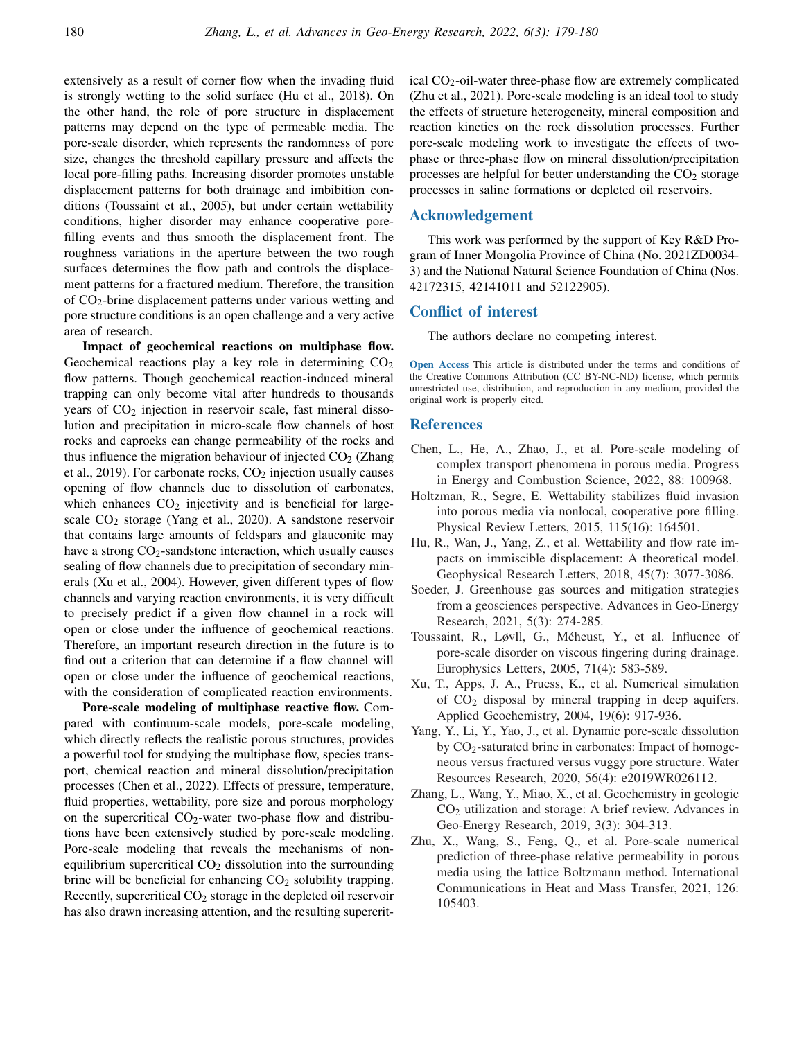extensively as a result of corner flow when the invading fluid is strongly wetting to the solid surface (Hu et al., 2018). On the other hand, the role of pore structure in displacement patterns may depend on the type of permeable media. The pore-scale disorder, which represents the randomness of pore size, changes the threshold capillary pressure and affects the local pore-filling paths. Increasing disorder promotes unstable displacement patterns for both drainage and imbibition conditions (Toussaint et al., 2005), but under certain wettability conditions, higher disorder may enhance cooperative pore-filling events and thus smooth the displacement front. The roughness variations in the aperture between the two rough surfaces determines the flow path and controls the displacement patterns for a fractured medium. Therefore, the transition of $CO_2$-brine displacement patterns under various wetting and pore structure conditions is an open challenge and a very active area of research.

**Impact of geochemical reactions on multiphase flow.** Geochemical reactions play a key role in determining $CO_2$ flow patterns. Though geochemical reaction-induced mineral trapping can only become vital after hundreds to thousands years of $CO_2$ injection in reservoir scale, fast mineral dissolution and precipitation in micro-scale flow channels of host rocks and caprocks can change permeability of the rocks and thus influence the migration behaviour of injected $CO_2$ (Zhang et al., 2019). For carbonate rocks, $CO_2$ injection usually causes opening of flow channels due to dissolution of carbonates, which enhances $CO_2$ injectivity and is beneficial for large-scale $CO_2$ storage (Yang et al., 2020). A sandstone reservoir that contains large amounts of feldspars and glauconite may have a strong $CO_2$-sandstone interaction, which usually causes sealing of flow channels due to precipitation of secondary minerals (Xu et al., 2004). However, given different types of flow channels and varying reaction environments, it is very difficult to precisely predict if a given flow channel in a rock will open or close under the influence of geochemical reactions. Therefore, an important research direction in the future is to find out a criterion that can determine if a flow channel will open or close under the influence of geochemical reactions, with the consideration of complicated reaction environments.

**Pore-scale modeling of multiphase reactive flow.** Compared with continuum-scale models, pore-scale modeling, which directly reflects the realistic porous structures, provides a powerful tool for studying the multiphase flow, species transport, chemical reaction and mineral dissolution/precipitation processes (Chen et al., 2022). Effects of pressure, temperature, fluid properties, wettability, pore size and porous morphology on the supercritical $CO_2$-water two-phase flow and distributions have been extensively studied by pore-scale modeling. Pore-scale modeling that reveals the mechanisms of non-equilibrium supercritical $CO_2$ dissolution into the surrounding brine will be beneficial for enhancing $CO_2$ solubility trapping. Recently, supercritical $CO_2$ storage in the depleted oil reservoir has also drawn increasing attention, and the resulting supercritical $CO_2$-oil-water three-phase flow are extremely complicated (Zhu et al., 2021). Pore-scale modeling is an ideal tool to study the effects of structure heterogeneity, mineral composition and reaction kinetics on the rock dissolution processes. Further pore-scale modeling work to investigate the effects of two-phase or three-phase flow on mineral dissolution/precipitation processes are helpful for better understanding the $CO_2$ storage processes in saline formations or depleted oil reservoirs.

## Acknowledgement

This work was performed by the support of Key R&D Program of Inner Mongolia Province of China (No. 2021ZD0034-3) and the National Natural Science Foundation of China (Nos. 42172315, 42141011 and 52122905).

## Conflict of interest

The authors declare no competing interest.

**Open Access** This article is distributed under the terms and conditions of the Creative Commons Attribution (CC BY-NC-ND) license, which permits unrestricted use, distribution, and reproduction in any medium, provided the original work is properly cited.

## References

Chen, L., He, A., Zhao, J., et al. Pore-scale modeling of complex transport phenomena in porous media. Progress in Energy and Combustion Science, 2022, 88: 100968.

Holtzman, R., Segre, E. Wettability stabilizes fluid invasion into porous media via nonlocal, cooperative pore filling. Physical Review Letters, 2015, 115(16): 164501.

Hu, R., Wan, J., Yang, Z., et al. Wettability and flow rate impacts on immiscible displacement: A theoretical model. Geophysical Research Letters, 2018, 45(7): 3077-3086.

Soeder, J. Greenhouse gas sources and mitigation strategies from a geosciences perspective. Advances in Geo-Energy Research, 2021, 5(3): 274-285.

Toussaint, R., Løvll, G., Méheust, Y., et al. Influence of pore-scale disorder on viscous fingering during drainage. Europhysics Letters, 2005, 71(4): 583-589.

Xu, T., Apps, J. A., Pruess, K., et al. Numerical simulation of $CO_2$ disposal by mineral trapping in deep aquifers. Applied Geochemistry, 2004, 19(6): 917-936.

Yang, Y., Li, Y., Yao, J., et al. Dynamic pore-scale dissolution by $CO_2$-saturated brine in carbonates: Impact of homogeneous versus fractured versus vuggy pore structure. Water Resources Research, 2020, 56(4): e2019WR026112.

Zhang, L., Wang, Y., Miao, X., et al. Geochemistry in geologic $CO_2$ utilization and storage: A brief review. Advances in Geo-Energy Research, 2019, 3(3): 304-313.

Zhu, X., Wang, S., Feng, Q., et al. Pore-scale numerical prediction of three-phase relative permeability in porous media using the lattice Boltzmann method. International Communications in Heat and Mass Transfer, 2021, 126: 105403.